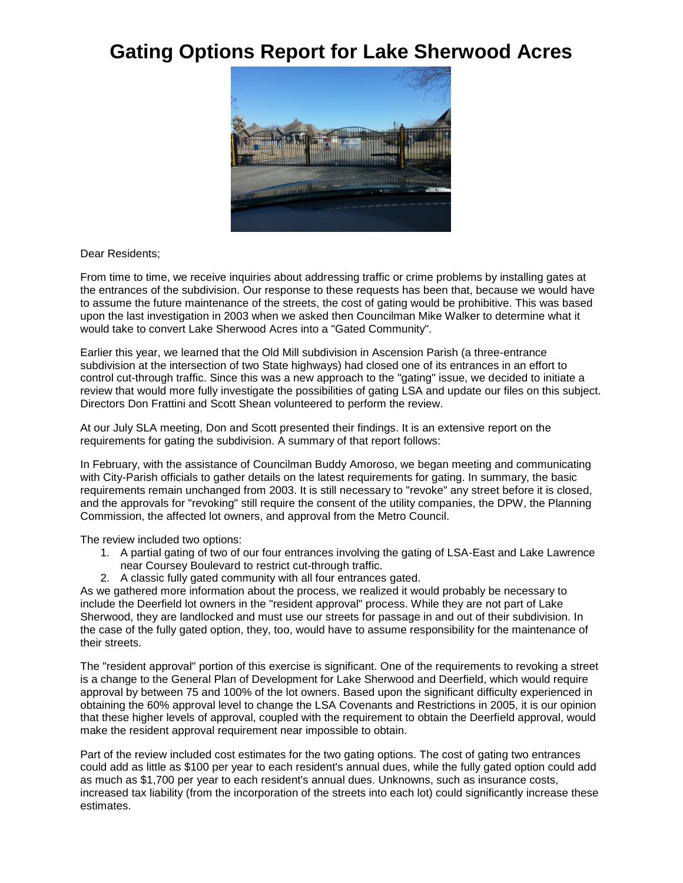# Gating Options Report for Lake Sherwood Acres

Dear Residents;

From time to time, we receive inquiries about addressing traffic or crime problems by installing gates at the entrances of the subdivision. Our response to these requests has been that, because we would have to assume the future maintenance of the streets, the cost of gating would be prohibitive. This was based upon the last investigation in 2003 when we asked then Councilman Mike Walker to determine what it would take to convert Lake Sherwood Acres into a "Gated Community".

Earlier this year, we learned that the Old Mill subdivision in Ascension Parish (a three-entrance subdivision at the intersection of two State highways) had closed one of its entrances in an effort to control cut-through traffic. Since this was a new approach to the "gating" issue, we decided to initiate a review that would more fully investigate the possibilities of gating LSA and update our files on this subject. Directors Don Frattini and Scott Shean volunteered to perform the review.

At our July SLA meeting, Don and Scott presented their findings. It is an extensive report on the requirements for gating the subdivision. A summary of that report follows:

In February, with the assistance of Councilman Buddy Amoroso, we began meeting and communicating with City-Parish officials to gather details on the latest requirements for gating. In summary, the basic requirements remain unchanged from 2003. It is still necessary to "revoke" any street before it is closed, and the approvals for "revoking" still require the consent of the utility companies, the DPW, the Planning Commission, the affected lot owners, and approval from the Metro Council.

The review included two options:

1. A partial gating of two of our four entrances involving the gating of LSA-East and Lake Lawrence near Coursey Boulevard to restrict cut-through traffic.
2. A classic fully gated community with all four entrances gated.

As we gathered more information about the process, we realized it would probably be necessary to include the Deerfield lot owners in the "resident approval" process. While they are not part of Lake Sherwood, they are landlocked and must use our streets for passage in and out of their subdivision. In the case of the fully gated option, they, too, would have to assume responsibility for the maintenance of their streets.

The "resident approval" portion of this exercise is significant. One of the requirements to revoking a street is a change to the General Plan of Development for Lake Sherwood and Deerfield, which would require approval by between 75 and 100% of the lot owners. Based upon the significant difficulty experienced in obtaining the 60% approval level to change the LSA Covenants and Restrictions in 2005, it is our opinion that these higher levels of approval, coupled with the requirement to obtain the Deerfield approval, would make the resident approval requirement near impossible to obtain.

Part of the review included cost estimates for the two gating options. The cost of gating two entrances could add as little as $100 per year to each resident's annual dues, while the fully gated option could add as much as $1,700 per year to each resident's annual dues. Unknowns, such as insurance costs, increased tax liability (from the incorporation of the streets into each lot) could significantly increase these estimates.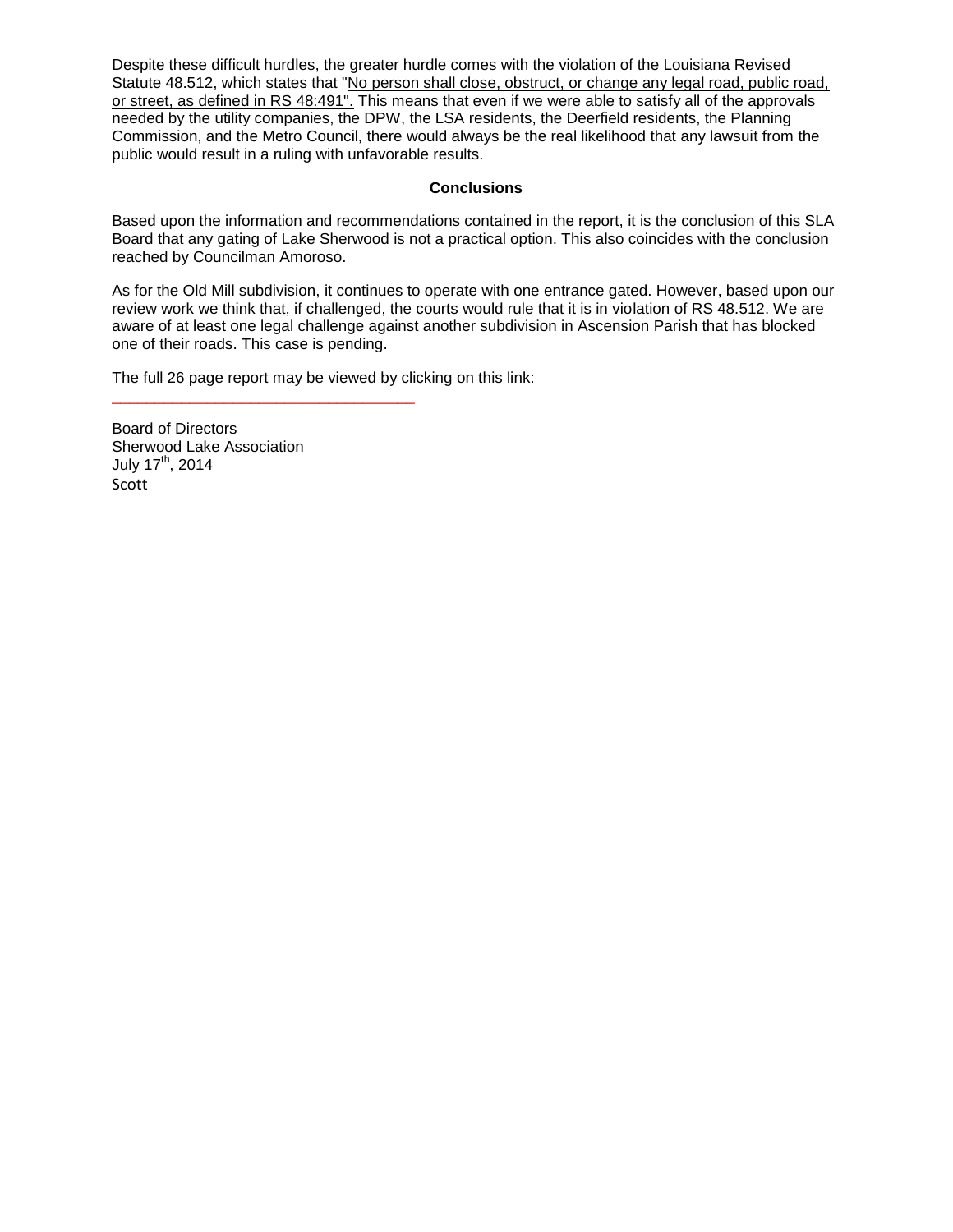Despite these difficult hurdles, the greater hurdle comes with the violation of the Louisiana Revised Statute 48.512, which states that "No person shall close, obstruct, or change any legal road, public road, or street, as defined in RS 48:491". This means that even if we were able to satisfy all of the approvals needed by the utility companies, the DPW, the LSA residents, the Deerfield residents, the Planning Commission, and the Metro Council, there would always be the real likelihood that any lawsuit from the public would result in a ruling with unfavorable results.

**Conclusions**

Based upon the information and recommendations contained in the report, it is the conclusion of this SLA Board that any gating of Lake Sherwood is not a practical option. This also coincides with the conclusion reached by Councilman Amoroso.

As for the Old Mill subdivision, it continues to operate with one entrance gated. However, based upon our review work we think that, if challenged, the courts would rule that it is in violation of RS 48.512. We are aware of at least one legal challenge against another subdivision in Ascension Parish that has blocked one of their roads. This case is pending.

The full 26 page report may be viewed by clicking on this link:
___________________________________

Board of Directors
Sherwood Lake Association
July 17th, 2014
Scott